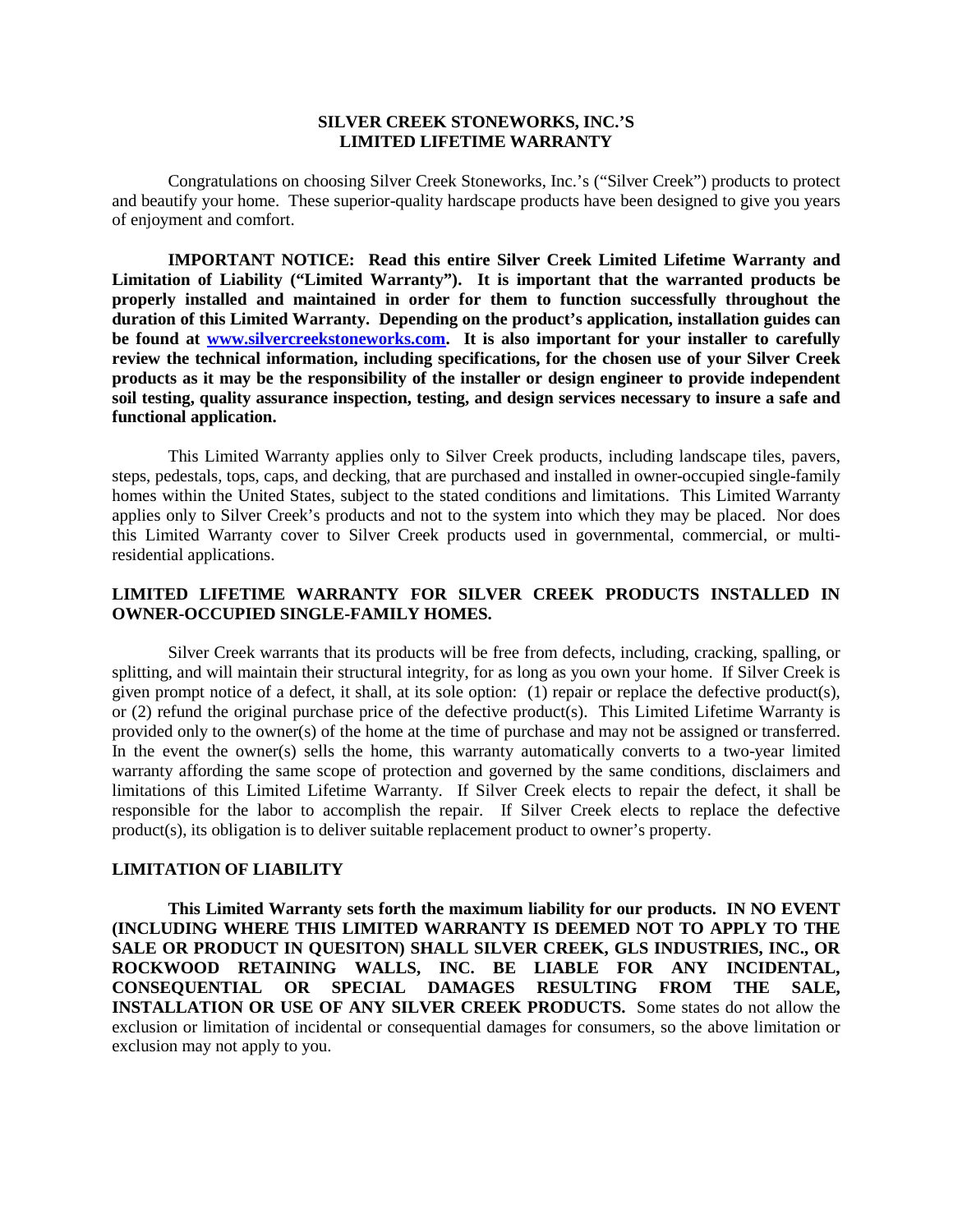# SILVER CREEK STONEWORKS, INC.'S LIMITED LIFETIME WARRANTY

Congratulations on choosing Silver Creek Stoneworks, Inc.'s ("Silver Creek") products to protect and beautify your home. These superior-quality hardscape products have been designed to give you years of enjoyment and comfort.

**IMPORTANT NOTICE: Read this entire Silver Creek Limited Lifetime Warranty and Limitation of Liability ("Limited Warranty"). It is important that the warranted products be properly installed and maintained in order for them to function successfully throughout the duration of this Limited Warranty. Depending on the product's application, installation guides can be found at [www.silvercreekstoneworks.com](http://www.silvercreekstoneworks.com). It is also important for your installer to carefully review the technical information, including specifications, for the chosen use of your Silver Creek products as it may be the responsibility of the installer or design engineer to provide independent soil testing, quality assurance inspection, testing, and design services necessary to insure a safe and functional application.**

This Limited Warranty applies only to Silver Creek products, including landscape tiles, pavers, steps, pedestals, tops, caps, and decking, that are purchased and installed in owner-occupied single-family homes within the United States, subject to the stated conditions and limitations. This Limited Warranty applies only to Silver Creek's products and not to the system into which they may be placed. Nor does this Limited Warranty cover to Silver Creek products used in governmental, commercial, or multi-residential applications.

## LIMITED LIFETIME WARRANTY FOR SILVER CREEK PRODUCTS INSTALLED IN OWNER-OCCUPIED SINGLE-FAMILY HOMES.

Silver Creek warrants that its products will be free from defects, including cracking, spalling, or splitting, and will maintain their structural integrity, for as long as you own your home. If Silver Creek is given prompt notice of a defect, it shall, at its sole option: (1) repair or replace the defective product(s), or (2) refund the original purchase price of the defective product(s). This Limited Lifetime Warranty is provided only to the owner(s) of the home at the time of purchase and may not be assigned or transferred. In the event the owner(s) sells the home, this warranty automatically converts to a two-year limited warranty affording the same scope of protection and governed by the same conditions, disclaimers and limitations of this Limited Lifetime Warranty. If Silver Creek elects to repair the defect, it shall be responsible for the labor to accomplish the repair. If Silver Creek elects to replace the defective product(s), its obligation is to deliver suitable replacement product to owner's property.

## LIMITATION OF LIABILITY

**This Limited Warranty sets forth the maximum liability for our products. IN NO EVENT (INCLUDING WHERE THIS LIMITED WARRANTY IS DEEMED NOT TO APPLY TO THE SALE OR PRODUCT IN QUESITON) SHALL SILVER CREEK, GLS INDUSTRIES, INC., OR ROCKWOOD RETAINING WALLS, INC. BE LIABLE FOR ANY INCIDENTAL, CONSEQUENTIAL OR SPECIAL DAMAGES RESULTING FROM THE SALE, INSTALLATION OR USE OF ANY SILVER CREEK PRODUCTS.** Some states do not allow the exclusion or limitation of incidental or consequential damages for consumers, so the above limitation or exclusion may not apply to you.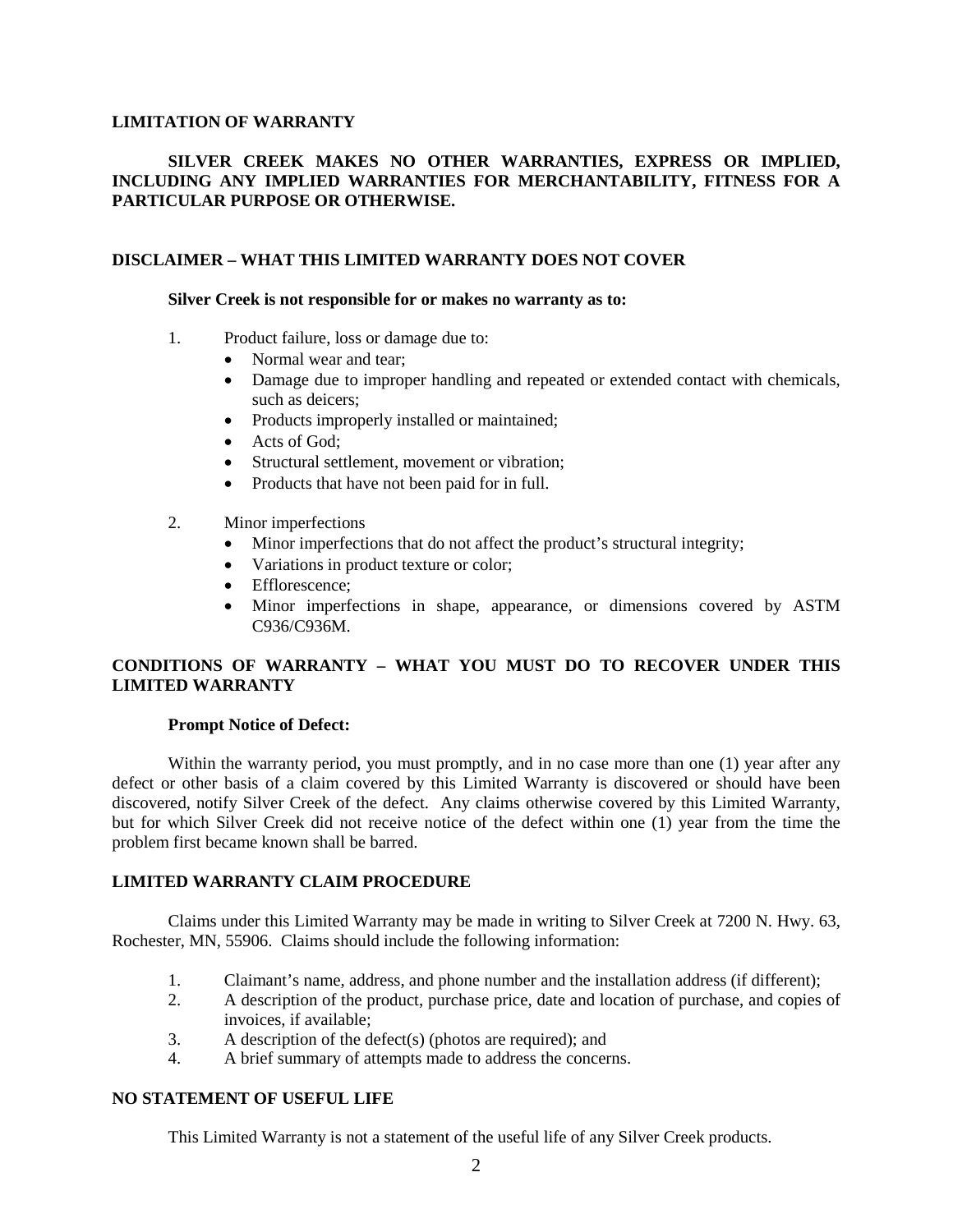## LIMITATION OF WARRANTY

**SILVER CREEK MAKES NO OTHER WARRANTIES, EXPRESS OR IMPLIED, INCLUDING ANY IMPLIED WARRANTIES FOR MERCHANTABILITY, FITNESS FOR A PARTICULAR PURPOSE OR OTHERWISE.**

## DISCLAIMER – WHAT THIS LIMITED WARRANTY DOES NOT COVER

**Silver Creek is not responsible for or makes no warranty as to:**

1. Product failure, loss or damage due to:
   - Normal wear and tear;
   - Damage due to improper handling and repeated or extended contact with chemicals, such as deicers;
   - Products improperly installed or maintained;
   - Acts of God;
   - Structural settlement, movement or vibration;
   - Products that have not been paid for in full.

2. Minor imperfections
   - Minor imperfections that do not affect the product's structural integrity;
   - Variations in product texture or color;
   - Efflorescence;
   - Minor imperfections in shape, appearance, or dimensions covered by ASTM C936/C936M.

## CONDITIONS OF WARRANTY – WHAT YOU MUST DO TO RECOVER UNDER THIS LIMITED WARRANTY

**Prompt Notice of Defect:**

Within the warranty period, you must promptly, and in no case more than one (1) year after any defect or other basis of a claim covered by this Limited Warranty is discovered or should have been discovered, notify Silver Creek of the defect. Any claims otherwise covered by this Limited Warranty, but for which Silver Creek did not receive notice of the defect within one (1) year from the time the problem first became known shall be barred.

## LIMITED WARRANTY CLAIM PROCEDURE

Claims under this Limited Warranty may be made in writing to Silver Creek at 7200 N. Hwy. 63, Rochester, MN, 55906. Claims should include the following information:

1. Claimant's name, address, and phone number and the installation address (if different);
2. A description of the product, purchase price, date and location of purchase, and copies of invoices, if available;
3. A description of the defect(s) (photos are required); and
4. A brief summary of attempts made to address the concerns.

## NO STATEMENT OF USEFUL LIFE

This Limited Warranty is not a statement of the useful life of any Silver Creek products.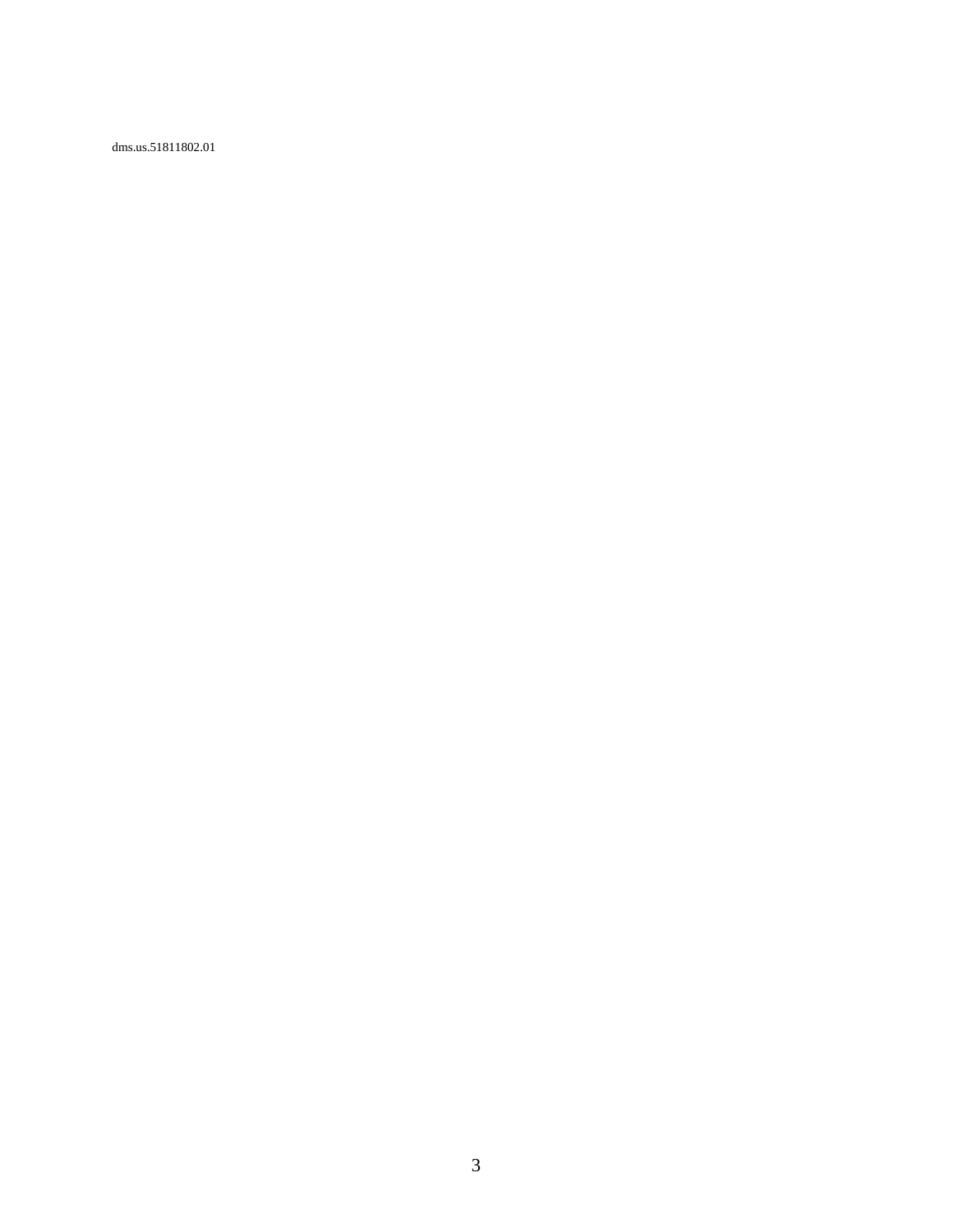dms.us.51811802.01